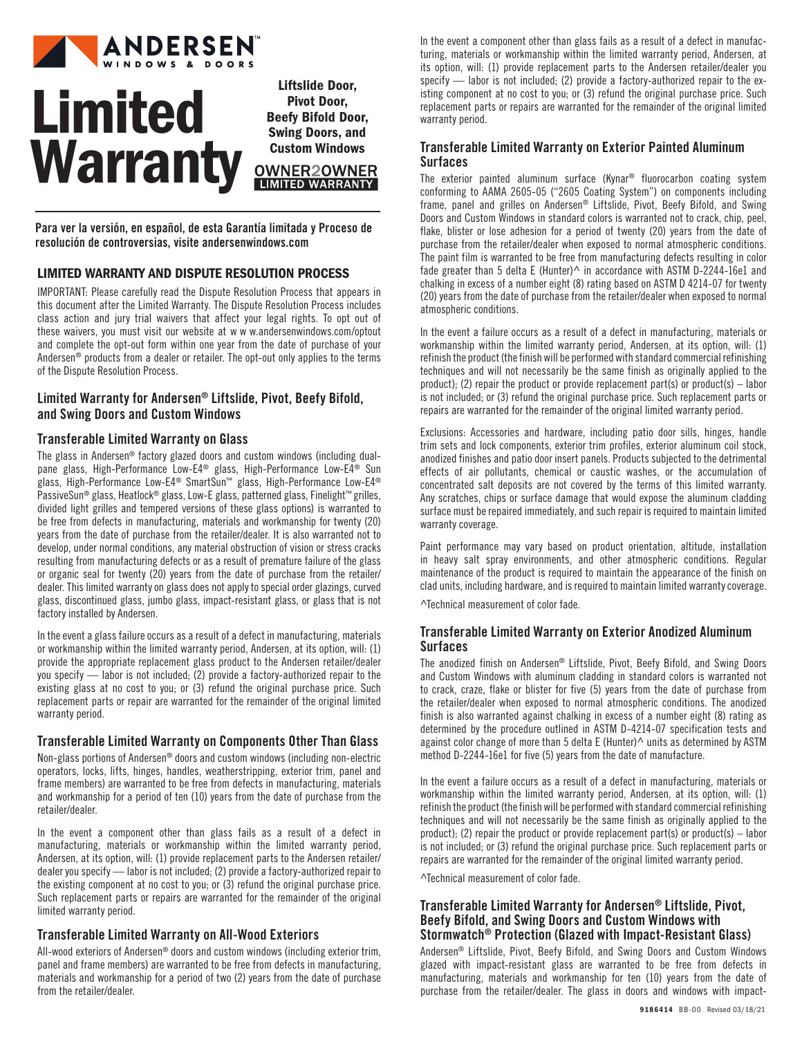# Limited Warranty

**Liftslide Door, Pivot Door, Beefy Bifold Door, Swing Doors, and Custom Windows**

OWNER2OWNER LIMITED WARRANTY

**Para ver la versión, en español, de esta Garantía limitada y Proceso de resolución de controversias, visite andersenwindows.com**

## LIMITED WARRANTY AND DISPUTE RESOLUTION PROCESS

IMPORTANT: Please carefully read the Dispute Resolution Process that appears in this document after the Limited Warranty. The Dispute Resolution Process includes class action and jury trial waivers that affect your legal rights. To opt out of these waivers, you must visit our website at w w w.andersenwindows.com/optout and complete the opt-out form within one year from the date of purchase of your Andersen® products from a dealer or retailer. The opt-out only applies to the terms of the Dispute Resolution Process.

### Limited Warranty for Andersen® Liftslide, Pivot, Beefy Bifold, and Swing Doors and Custom Windows

### Transferable Limited Warranty on Glass

The glass in Andersen® factory glazed doors and custom windows (including dual-pane glass, High-Performance Low-E4® glass, High-Performance Low-E4® Sun glass, High-Performance Low-E4® SmartSun™ glass, High-Performance Low-E4® PassiveSun® glass, Heatlock® glass, Low-E glass, patterned glass, Finelight™ grilles, divided light grilles and tempered versions of these glass options) is warranted to be free from defects in manufacturing, materials and workmanship for twenty (20) years from the date of purchase from the retailer/dealer. It is also warranted not to develop, under normal conditions, any material obstruction of vision or stress cracks resulting from manufacturing defects or as a result of premature failure of the glass or organic seal for twenty (20) years from the date of purchase from the retailer/dealer. This limited warranty on glass does not apply to special order glazings, curved glass, discontinued glass, jumbo glass, impact-resistant glass, or glass that is not factory installed by Andersen.

In the event a glass failure occurs as a result of a defect in manufacturing, materials or workmanship within the limited warranty period, Andersen, at its option, will: (1) provide the appropriate replacement glass product to the Andersen retailer/dealer you specify — labor is not included; (2) provide a factory-authorized repair to the existing glass at no cost to you; or (3) refund the original purchase price. Such replacement parts or repair are warranted for the remainder of the original limited warranty period.

### Transferable Limited Warranty on Components Other Than Glass

Non-glass portions of Andersen® doors and custom windows (including non-electric operators, locks, lifts, hinges, handles, weatherstripping, exterior trim, panel and frame members) are warranted to be free from defects in manufacturing, materials and workmanship for a period of ten (10) years from the date of purchase from the retailer/dealer.

In the event a component other than glass fails as a result of a defect in manufacturing, materials or workmanship within the limited warranty period, Andersen, at its option, will: (1) provide replacement parts to the Andersen retailer/dealer you specify — labor is not included; (2) provide a factory-authorized repair to the existing component at no cost to you; or (3) refund the original purchase price. Such replacement parts or repairs are warranted for the remainder of the original limited warranty period.

### Transferable Limited Warranty on All-Wood Exteriors

All-wood exteriors of Andersen® doors and custom windows (including exterior trim, panel and frame members) are warranted to be free from defects in manufacturing, materials and workmanship for a period of two (2) years from the date of purchase from the retailer/dealer.

In the event a component other than glass fails as a result of a defect in manufacturing, materials or workmanship within the limited warranty period, Andersen, at its option, will: (1) provide replacement parts to the Andersen retailer/dealer you specify — labor is not included; (2) provide a factory-authorized repair to the existing component at no cost to you; or (3) refund the original purchase price. Such replacement parts or repairs are warranted for the remainder of the original limited warranty period.

### Transferable Limited Warranty on Exterior Painted Aluminum Surfaces

The exterior painted aluminum surface (Kynar® fluorocarbon coating system conforming to AAMA 2605-05 ("2605 Coating System") on components including frame, panel and grilles on Andersen® Liftslide, Pivot, Beefy Bifold, and Swing Doors and Custom Windows in standard colors is warranted not to crack, chip, peel, flake, blister or lose adhesion for a period of twenty (20) years from the date of purchase from the retailer/dealer when exposed to normal atmospheric conditions. The paint film is warranted to be free from manufacturing defects resulting in color fade greater than 5 delta E (Hunter)^ in accordance with ASTM D-2244-16e1 and chalking in excess of a number eight (8) rating based on ASTM D 4214-07 for twenty (20) years from the date of purchase from the retailer/dealer when exposed to normal atmospheric conditions.

In the event a failure occurs as a result of a defect in manufacturing, materials or workmanship within the limited warranty period, Andersen, at its option, will: (1) refinish the product (the finish will be performed with standard commercial refinishing techniques and will not necessarily be the same finish as originally applied to the product); (2) repair the product or provide replacement part(s) or product(s) – labor is not included; or (3) refund the original purchase price. Such replacement parts or repairs are warranted for the remainder of the original limited warranty period.

Exclusions: Accessories and hardware, including patio door sills, hinges, handle trim sets and lock components, exterior trim profiles, exterior aluminum coil stock, anodized finishes and patio door insert panels. Products subjected to the detrimental effects of air pollutants, chemical or caustic washes, or the accumulation of concentrated salt deposits are not covered by the terms of this limited warranty. Any scratches, chips or surface damage that would expose the aluminum cladding surface must be repaired immediately, and such repair is required to maintain limited warranty coverage.

Paint performance may vary based on product orientation, altitude, installation in heavy salt spray environments, and other atmospheric conditions. Regular maintenance of the product is required to maintain the appearance of the finish on clad units, including hardware, and is required to maintain limited warranty coverage.

^Technical measurement of color fade.

### Transferable Limited Warranty on Exterior Anodized Aluminum Surfaces

The anodized finish on Andersen® Liftslide, Pivot, Beefy Bifold, and Swing Doors and Custom Windows with aluminum cladding in standard colors is warranted not to crack, craze, flake or blister for five (5) years from the date of purchase from the retailer/dealer when exposed to normal atmospheric conditions. The anodized finish is also warranted against chalking in excess of a number eight (8) rating as determined by the procedure outlined in ASTM D-4214-07 specification tests and against color change of more than 5 delta E (Hunter)^ units as determined by ASTM method D-2244-16e1 for five (5) years from the date of manufacture.

In the event a failure occurs as a result of a defect in manufacturing, materials or workmanship within the limited warranty period, Andersen, at its option, will: (1) refinish the product (the finish will be performed with standard commercial refinishing techniques and will not necessarily be the same finish as originally applied to the product); (2) repair the product or provide replacement part(s) or product(s) – labor is not included; or (3) refund the original purchase price. Such replacement parts or repairs are warranted for the remainder of the original limited warranty period.

^Technical measurement of color fade.

### Transferable Limited Warranty for Andersen® Liftslide, Pivot, Beefy Bifold, and Swing Doors and Custom Windows with Stormwatch® Protection (Glazed with Impact-Resistant Glass)

Andersen® Liftslide, Pivot, Beefy Bifold, and Swing Doors and Custom Windows glazed with impact-resistant glass are warranted to be free from defects in manufacturing, materials and workmanship for ten (10) years from the date of purchase from the retailer/dealer. The glass in doors and windows with impact-

9186414 BB-00 Revised 03/18/21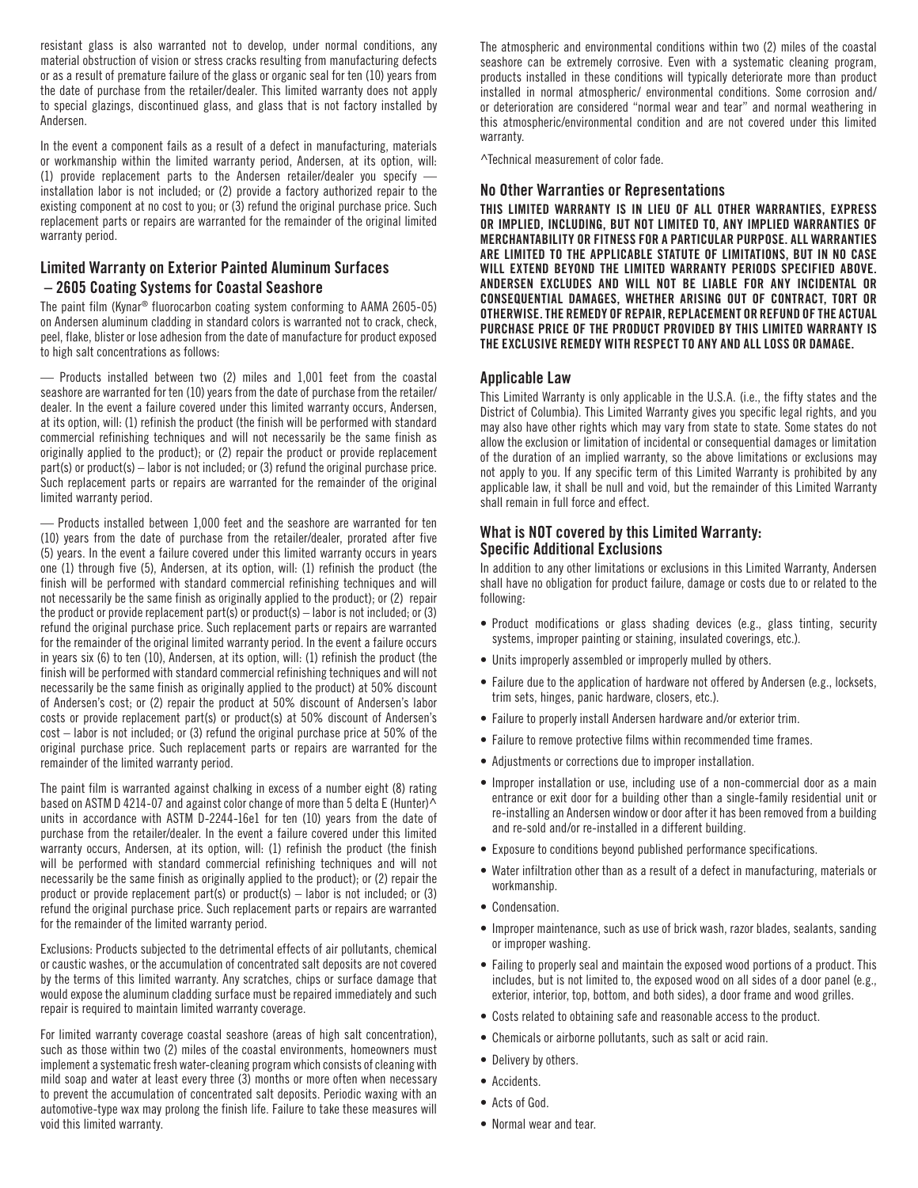resistant glass is also warranted not to develop, under normal conditions, any material obstruction of vision or stress cracks resulting from manufacturing defects or as a result of premature failure of the glass or organic seal for ten (10) years from the date of purchase from the retailer/dealer. This limited warranty does not apply to special glazings, discontinued glass, and glass that is not factory installed by Andersen.

In the event a component fails as a result of a defect in manufacturing, materials or workmanship within the limited warranty period, Andersen, at its option, will: (1) provide replacement parts to the Andersen retailer/dealer you specify — installation labor is not included; or (2) provide a factory authorized repair to the existing component at no cost to you; or (3) refund the original purchase price. Such replacement parts or repairs are warranted for the remainder of the original limited warranty period.

## Limited Warranty on Exterior Painted Aluminum Surfaces – 2605 Coating Systems for Coastal Seashore

The paint film (Kynar® fluorocarbon coating system conforming to AAMA 2605-05) on Andersen aluminum cladding in standard colors is warranted not to crack, check, peel, flake, blister or lose adhesion from the date of manufacture for product exposed to high salt concentrations as follows:

— Products installed between two (2) miles and 1,001 feet from the coastal seashore are warranted for ten (10) years from the date of purchase from the retailer/dealer. In the event a failure covered under this limited warranty occurs, Andersen, at its option, will: (1) refinish the product (the finish will be performed with standard commercial refinishing techniques and will not necessarily be the same finish as originally applied to the product); or (2) repair the product or provide replacement part(s) or product(s) – labor is not included; or (3) refund the original purchase price. Such replacement parts or repairs are warranted for the remainder of the original limited warranty period.

— Products installed between 1,000 feet and the seashore are warranted for ten (10) years from the date of purchase from the retailer/dealer, prorated after five (5) years. In the event a failure covered under this limited warranty occurs in years one (1) through five (5), Andersen, at its option, will: (1) refinish the product (the finish will be performed with standard commercial refinishing techniques and will not necessarily be the same finish as originally applied to the product); or (2) repair the product or provide replacement part(s) or product(s) – labor is not included; or (3) refund the original purchase price. Such replacement parts or repairs are warranted for the remainder of the original limited warranty period. In the event a failure occurs in years six (6) to ten (10), Andersen, at its option, will: (1) refinish the product (the finish will be performed with standard commercial refinishing techniques and will not necessarily be the same finish as originally applied to the product) at 50% discount of Andersen's cost; or (2) repair the product at 50% discount of Andersen's labor costs or provide replacement part(s) or product(s) at 50% discount of Andersen's cost – labor is not included; or (3) refund the original purchase price at 50% of the original purchase price. Such replacement parts or repairs are warranted for the remainder of the limited warranty period.

The paint film is warranted against chalking in excess of a number eight (8) rating based on ASTM D 4214-07 and against color change of more than 5 delta E (Hunter)^ units in accordance with ASTM D-2244-16e1 for ten (10) years from the date of purchase from the retailer/dealer. In the event a failure covered under this limited warranty occurs, Andersen, at its option, will: (1) refinish the product (the finish will be performed with standard commercial refinishing techniques and will not necessarily be the same finish as originally applied to the product); or (2) repair the product or provide replacement part(s) or product(s) – labor is not included; or (3) refund the original purchase price. Such replacement parts or repairs are warranted for the remainder of the limited warranty period.

Exclusions: Products subjected to the detrimental effects of air pollutants, chemical or caustic washes, or the accumulation of concentrated salt deposits are not covered by the terms of this limited warranty. Any scratches, chips or surface damage that would expose the aluminum cladding surface must be repaired immediately and such repair is required to maintain limited warranty coverage.

For limited warranty coverage coastal seashore (areas of high salt concentration), such as those within two (2) miles of the coastal environments, homeowners must implement a systematic fresh water-cleaning program which consists of cleaning with mild soap and water at least every three (3) months or more often when necessary to prevent the accumulation of concentrated salt deposits. Periodic waxing with an automotive-type wax may prolong the finish life. Failure to take these measures will void this limited warranty.

The atmospheric and environmental conditions within two (2) miles of the coastal seashore can be extremely corrosive. Even with a systematic cleaning program, products installed in these conditions will typically deteriorate more than product installed in normal atmospheric/ environmental conditions. Some corrosion and/or deterioration are considered "normal wear and tear" and normal weathering in this atmospheric/environmental condition and are not covered under this limited warranty.

^Technical measurement of color fade.

## No Other Warranties or Representations

**THIS LIMITED WARRANTY IS IN LIEU OF ALL OTHER WARRANTIES, EXPRESS OR IMPLIED, INCLUDING, BUT NOT LIMITED TO, ANY IMPLIED WARRANTIES OF MERCHANTABILITY OR FITNESS FOR A PARTICULAR PURPOSE. ALL WARRANTIES ARE LIMITED TO THE APPLICABLE STATUTE OF LIMITATIONS, BUT IN NO CASE WILL EXTEND BEYOND THE LIMITED WARRANTY PERIODS SPECIFIED ABOVE. ANDERSEN EXCLUDES AND WILL NOT BE LIABLE FOR ANY INCIDENTAL OR CONSEQUENTIAL DAMAGES, WHETHER ARISING OUT OF CONTRACT, TORT OR OTHERWISE. THE REMEDY OF REPAIR, REPLACEMENT OR REFUND OF THE ACTUAL PURCHASE PRICE OF THE PRODUCT PROVIDED BY THIS LIMITED WARRANTY IS THE EXCLUSIVE REMEDY WITH RESPECT TO ANY AND ALL LOSS OR DAMAGE.**

## Applicable Law

This Limited Warranty is only applicable in the U.S.A. (i.e., the fifty states and the District of Columbia). This Limited Warranty gives you specific legal rights, and you may also have other rights which may vary from state to state. Some states do not allow the exclusion or limitation of incidental or consequential damages or limitation of the duration of an implied warranty, so the above limitations or exclusions may not apply to you. If any specific term of this Limited Warranty is prohibited by any applicable law, it shall be null and void, but the remainder of this Limited Warranty shall remain in full force and effect.

## What is NOT covered by this Limited Warranty: Specific Additional Exclusions

In addition to any other limitations or exclusions in this Limited Warranty, Andersen shall have no obligation for product failure, damage or costs due to or related to the following:

- Product modifications or glass shading devices (e.g., glass tinting, security systems, improper painting or staining, insulated coverings, etc.).
- Units improperly assembled or improperly mulled by others.
- Failure due to the application of hardware not offered by Andersen (e.g., locksets, trim sets, hinges, panic hardware, closers, etc.).
- Failure to properly install Andersen hardware and/or exterior trim.
- Failure to remove protective films within recommended time frames.
- Adjustments or corrections due to improper installation.
- Improper installation or use, including use of a non-commercial door as a main entrance or exit door for a building other than a single-family residential unit or re-installing an Andersen window or door after it has been removed from a building and re-sold and/or re-installed in a different building.
- Exposure to conditions beyond published performance specifications.
- Water infiltration other than as a result of a defect in manufacturing, materials or workmanship.
- Condensation.
- Improper maintenance, such as use of brick wash, razor blades, sealants, sanding or improper washing.
- Failing to properly seal and maintain the exposed wood portions of a product. This includes, but is not limited to, the exposed wood on all sides of a door panel (e.g., exterior, interior, top, bottom, and both sides), a door frame and wood grilles.
- Costs related to obtaining safe and reasonable access to the product.
- Chemicals or airborne pollutants, such as salt or acid rain.
- Delivery by others.
- Accidents.
- Acts of God.
- Normal wear and tear.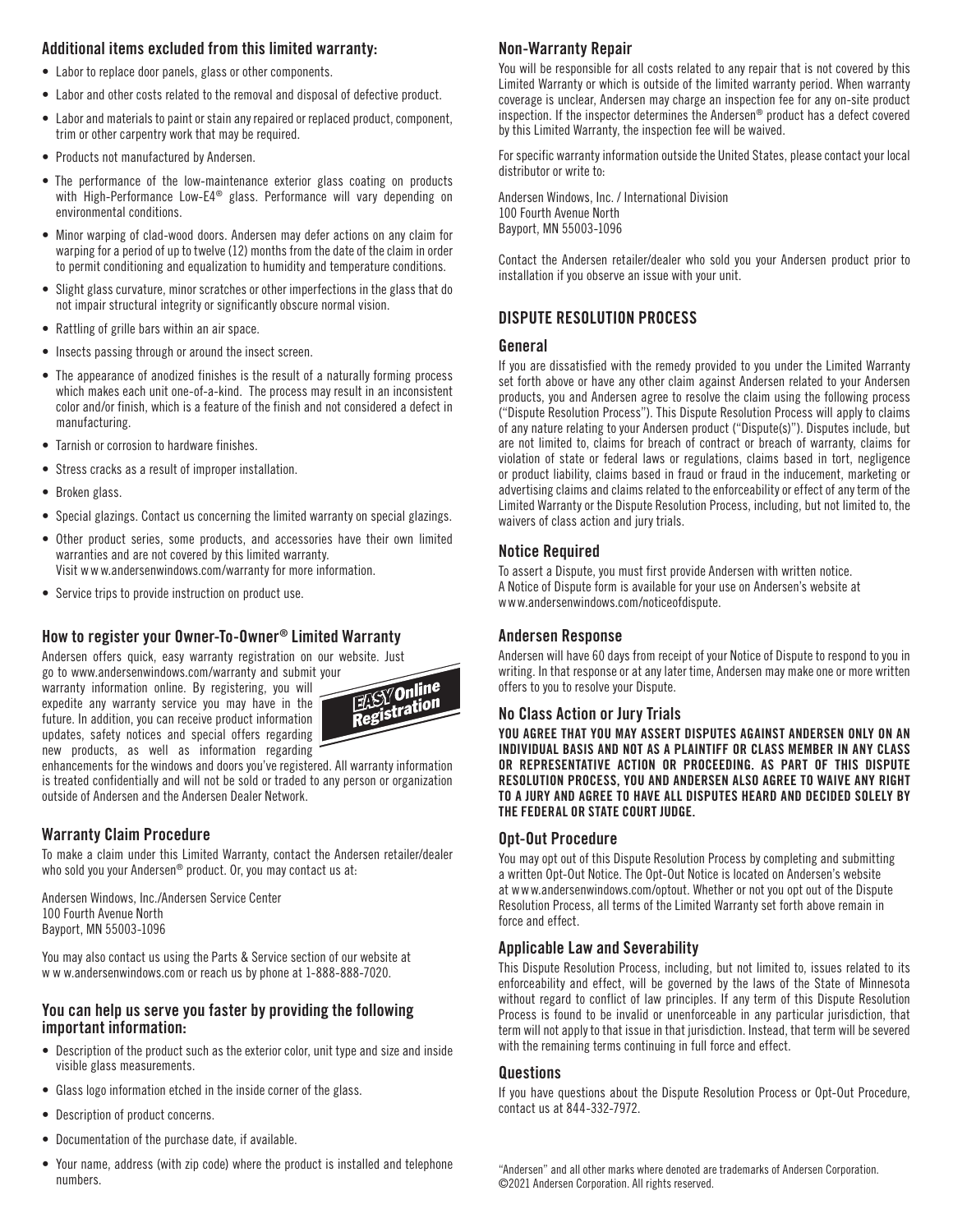### Additional items excluded from this limited warranty:

- Labor to replace door panels, glass or other components.
- Labor and other costs related to the removal and disposal of defective product.
- Labor and materials to paint or stain any repaired or replaced product, component, trim or other carpentry work that may be required.
- Products not manufactured by Andersen.
- The performance of the low-maintenance exterior glass coating on products with High-Performance Low-E4® glass. Performance will vary depending on environmental conditions.
- Minor warping of clad-wood doors. Andersen may defer actions on any claim for warping for a period of up to twelve (12) months from the date of the claim in order to permit conditioning and equalization to humidity and temperature conditions.
- Slight glass curvature, minor scratches or other imperfections in the glass that do not impair structural integrity or significantly obscure normal vision.
- Rattling of grille bars within an air space.
- Insects passing through or around the insect screen.
- The appearance of anodized finishes is the result of a naturally forming process which makes each unit one-of-a-kind. The process may result in an inconsistent color and/or finish, which is a feature of the finish and not considered a defect in manufacturing.
- Tarnish or corrosion to hardware finishes.
- Stress cracks as a result of improper installation.
- Broken glass.
- Special glazings. Contact us concerning the limited warranty on special glazings.
- Other product series, some products, and accessories have their own limited warranties and are not covered by this limited warranty. Visit w w w.andersenwindows.com/warranty for more information.
- Service trips to provide instruction on product use.

### How to register your Owner-To-Owner® Limited Warranty

Andersen offers quick, easy warranty registration on our website. Just go to www.andersenwindows.com/warranty and submit your warranty information online. By registering, you will expedite any warranty service you may have in the future. In addition, you can receive product information updates, safety notices and special offers regarding new products, as well as information regarding enhancements for the windows and doors you've registered. All warranty information is treated confidentially and will not be sold or traded to any person or organization outside of Andersen and the Andersen Dealer Network.

EASY Online Registration

### Warranty Claim Procedure

To make a claim under this Limited Warranty, contact the Andersen retailer/dealer who sold you your Andersen® product. Or, you may contact us at:

Andersen Windows, Inc./Andersen Service Center
100 Fourth Avenue North
Bayport, MN 55003-1096

You may also contact us using the Parts & Service section of our website at w w w.andersenwindows.com or reach us by phone at 1-888-888-7020.

### You can help us serve you faster by providing the following important information:

- Description of the product such as the exterior color, unit type and size and inside visible glass measurements.
- Glass logo information etched in the inside corner of the glass.
- Description of product concerns.
- Documentation of the purchase date, if available.
- Your name, address (with zip code) where the product is installed and telephone numbers.

### Non-Warranty Repair

You will be responsible for all costs related to any repair that is not covered by this Limited Warranty or which is outside of the limited warranty period. When warranty coverage is unclear, Andersen may charge an inspection fee for any on-site product inspection. If the inspector determines the Andersen® product has a defect covered by this Limited Warranty, the inspection fee will be waived.

For specific warranty information outside the United States, please contact your local distributor or write to:

Andersen Windows, Inc. / International Division
100 Fourth Avenue North
Bayport, MN 55003-1096

Contact the Andersen retailer/dealer who sold you your Andersen product prior to installation if you observe an issue with your unit.

## DISPUTE RESOLUTION PROCESS

### General

If you are dissatisfied with the remedy provided to you under the Limited Warranty set forth above or have any other claim against Andersen related to your Andersen products, you and Andersen agree to resolve the claim using the following process ("Dispute Resolution Process"). This Dispute Resolution Process will apply to claims of any nature relating to your Andersen product ("Dispute(s)"). Disputes include, but are not limited to, claims for breach of contract or breach of warranty, claims for violation of state or federal laws or regulations, claims based in tort, negligence or product liability, claims based in fraud or fraud in the inducement, marketing or advertising claims and claims related to the enforceability or effect of any term of the Limited Warranty or the Dispute Resolution Process, including, but not limited to, the waivers of class action and jury trials.

### Notice Required

To assert a Dispute, you must first provide Andersen with written notice. A Notice of Dispute form is available for your use on Andersen's website at w w w.andersenwindows.com/noticeofdispute.

### Andersen Response

Andersen will have 60 days from receipt of your Notice of Dispute to respond to you in writing. In that response or at any later time, Andersen may make one or more written offers to you to resolve your Dispute.

### No Class Action or Jury Trials

**YOU AGREE THAT YOU MAY ASSERT DISPUTES AGAINST ANDERSEN ONLY ON AN INDIVIDUAL BASIS AND NOT AS A PLAINTIFF OR CLASS MEMBER IN ANY CLASS OR REPRESENTATIVE ACTION OR PROCEEDING. AS PART OF THIS DISPUTE RESOLUTION PROCESS, YOU AND ANDERSEN ALSO AGREE TO WAIVE ANY RIGHT TO A JURY AND AGREE TO HAVE ALL DISPUTES HEARD AND DECIDED SOLELY BY THE FEDERAL OR STATE COURT JUDGE.**

### Opt-Out Procedure

You may opt out of this Dispute Resolution Process by completing and submitting a written Opt-Out Notice. The Opt-Out Notice is located on Andersen's website at w w w.andersenwindows.com/optout. Whether or not you opt out of the Dispute Resolution Process, all terms of the Limited Warranty set forth above remain in force and effect.

### Applicable Law and Severability

This Dispute Resolution Process, including, but not limited to, issues related to its enforceability and effect, will be governed by the laws of the State of Minnesota without regard to conflict of law principles. If any term of this Dispute Resolution Process is found to be invalid or unenforceable in any particular jurisdiction, that term will not apply to that issue in that jurisdiction. Instead, that term will be severed with the remaining terms continuing in full force and effect.

### Questions

If you have questions about the Dispute Resolution Process or Opt-Out Procedure, contact us at 844-332-7972.

"Andersen" and all other marks where denoted are trademarks of Andersen Corporation.
©2021 Andersen Corporation. All rights reserved.